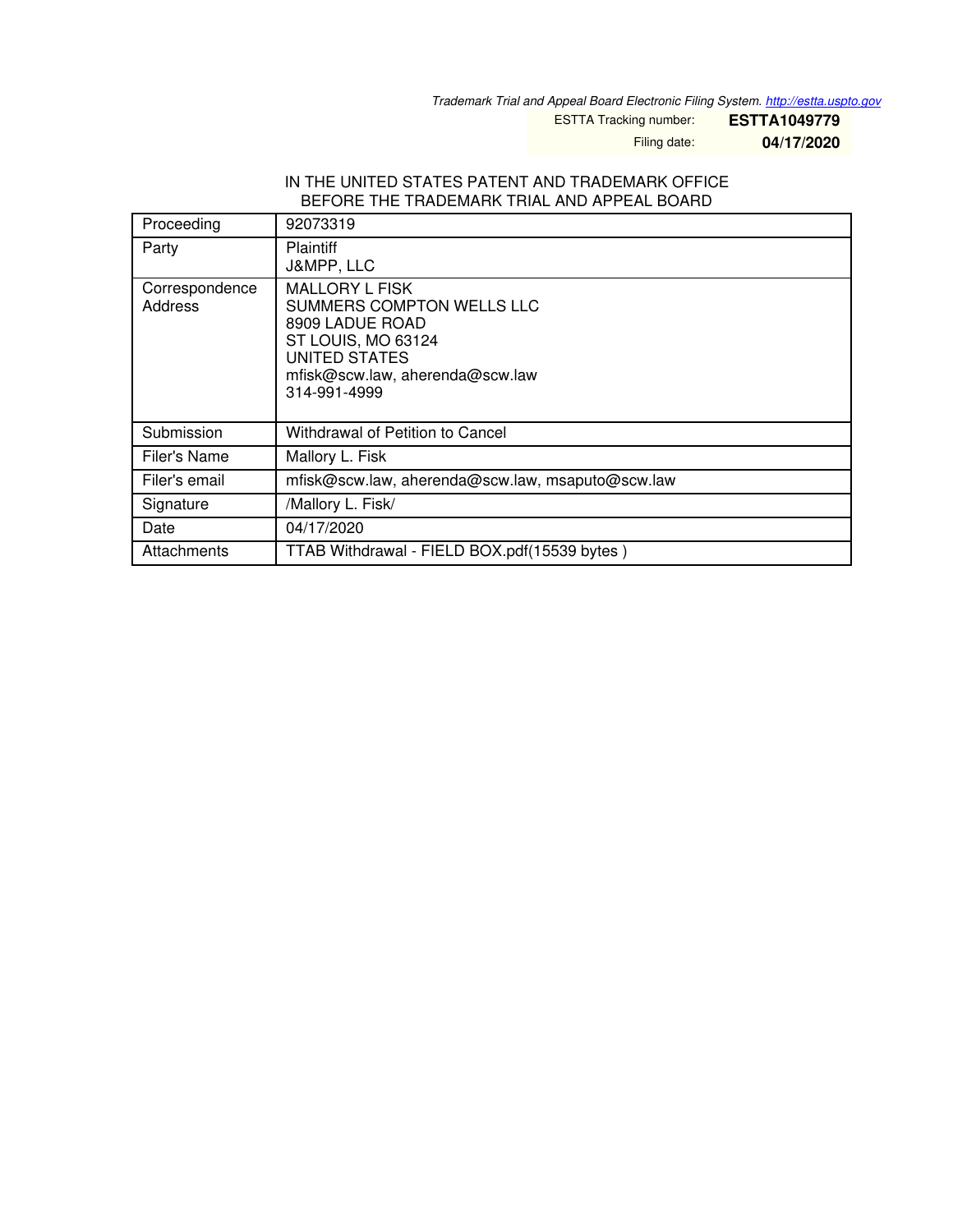*Trademark Trial and Appeal Board Electronic Filing System. http://estta.uspto.gov*

ESTTA Tracking number: **ESTTA1049779**

Filing date: **04/17/2020**

IN THE UNITED STATES PATENT AND TRADEMARK OFFICE
BEFORE THE TRADEMARK TRIAL AND APPEAL BOARD

| | |
|---|---|
| Proceeding | 92073319 |
| Party | Plaintiff<br>J&MPP, LLC |
| Correspondence Address | MALLORY L FISK<br>SUMMERS COMPTON WELLS LLC<br>8909 LADUE ROAD<br>ST LOUIS, MO 63124<br>UNITED STATES<br>mfisk@scw.law, aherenda@scw.law<br>314-991-4999 |
| Submission | Withdrawal of Petition to Cancel |
| Filer's Name | Mallory L. Fisk |
| Filer's email | mfisk@scw.law, aherenda@scw.law, msaputo@scw.law |
| Signature | /Mallory L. Fisk/ |
| Date | 04/17/2020 |
| Attachments | TTAB Withdrawal - FIELD BOX.pdf(15539 bytes ) |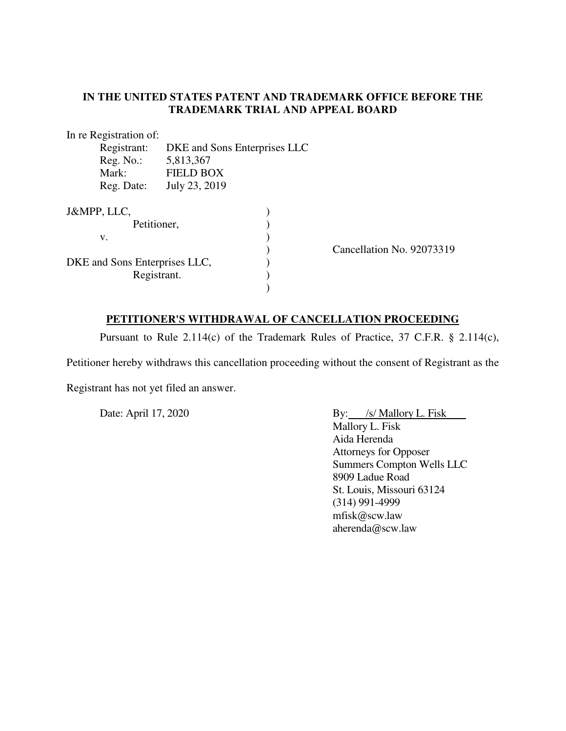**IN THE UNITED STATES PATENT AND TRADEMARK OFFICE BEFORE THE TRADEMARK TRIAL AND APPEAL BOARD**

In re Registration of:

Registrant: DKE and Sons Enterprises LLC
Reg. No.: 5,813,367
Mark: FIELD BOX
Reg. Date: July 23, 2019

J&MPP, LLC,
Petitioner,
v.

DKE and Sons Enterprises LLC,
Registrant.

Cancellation No. 92073319

**PETITIONER'S WITHDRAWAL OF CANCELLATION PROCEEDING**

Pursuant to Rule 2.114(c) of the Trademark Rules of Practice, 37 C.F.R. § 2.114(c), Petitioner hereby withdraws this cancellation proceeding without the consent of Registrant as the Registrant has not yet filed an answer.

Date: April 17, 2020

By: /s/ Mallory L. Fisk
Mallory L. Fisk
Aida Herenda
Attorneys for Opposer
Summers Compton Wells LLC
8909 Ladue Road
St. Louis, Missouri 63124
(314) 991-4999
mfisk@scw.law
aherenda@scw.law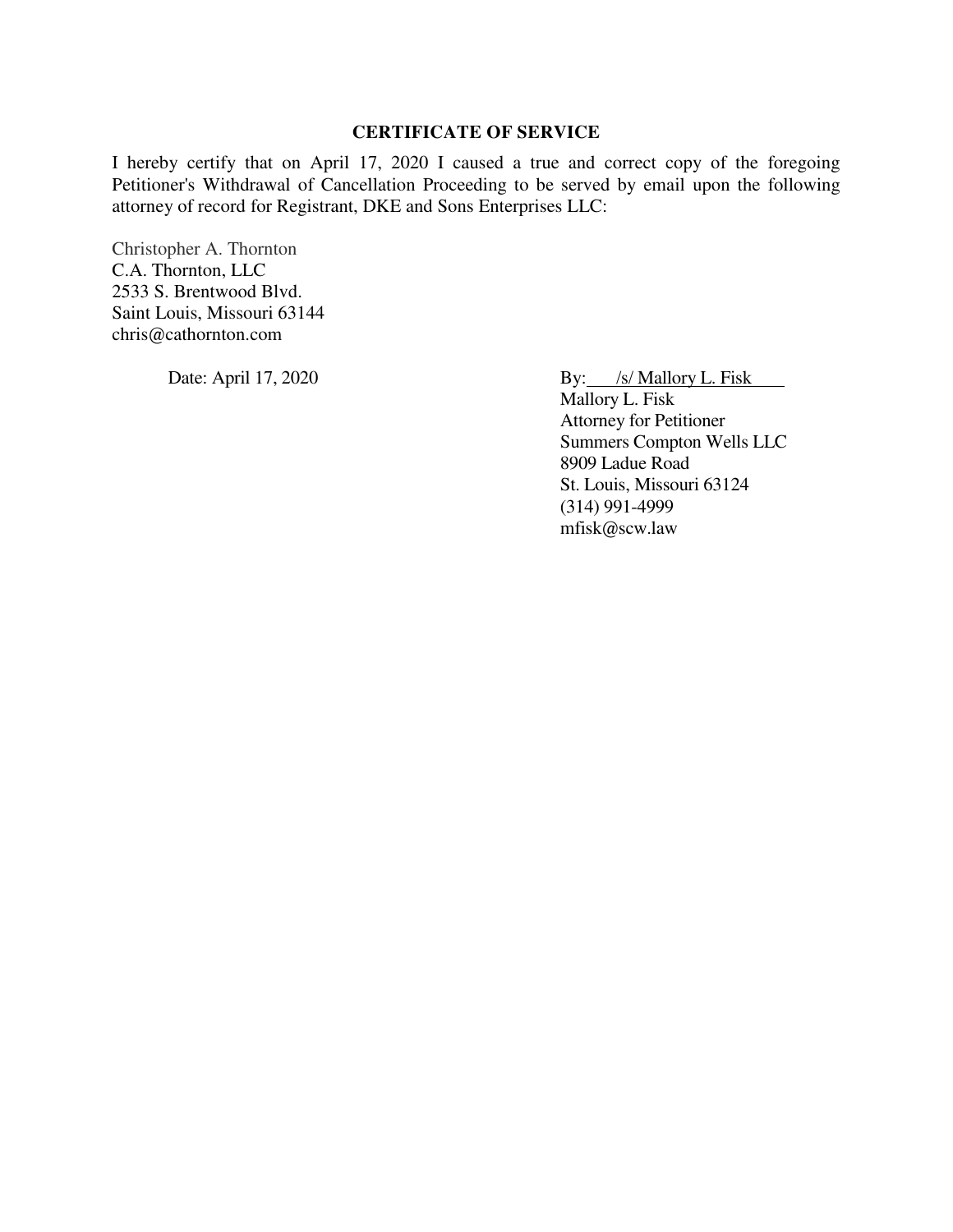## CERTIFICATE OF SERVICE

I hereby certify that on April 17, 2020 I caused a true and correct copy of the foregoing Petitioner's Withdrawal of Cancellation Proceeding to be served by email upon the following attorney of record for Registrant, DKE and Sons Enterprises LLC:

Christopher A. Thornton
C.A. Thornton, LLC
2533 S. Brentwood Blvd.
Saint Louis, Missouri 63144
chris@cathornton.com

Date: April 17, 2020

By: /s/ Mallory L. Fisk
Mallory L. Fisk
Attorney for Petitioner
Summers Compton Wells LLC
8909 Ladue Road
St. Louis, Missouri 63124
(314) 991-4999
mfisk@scw.law